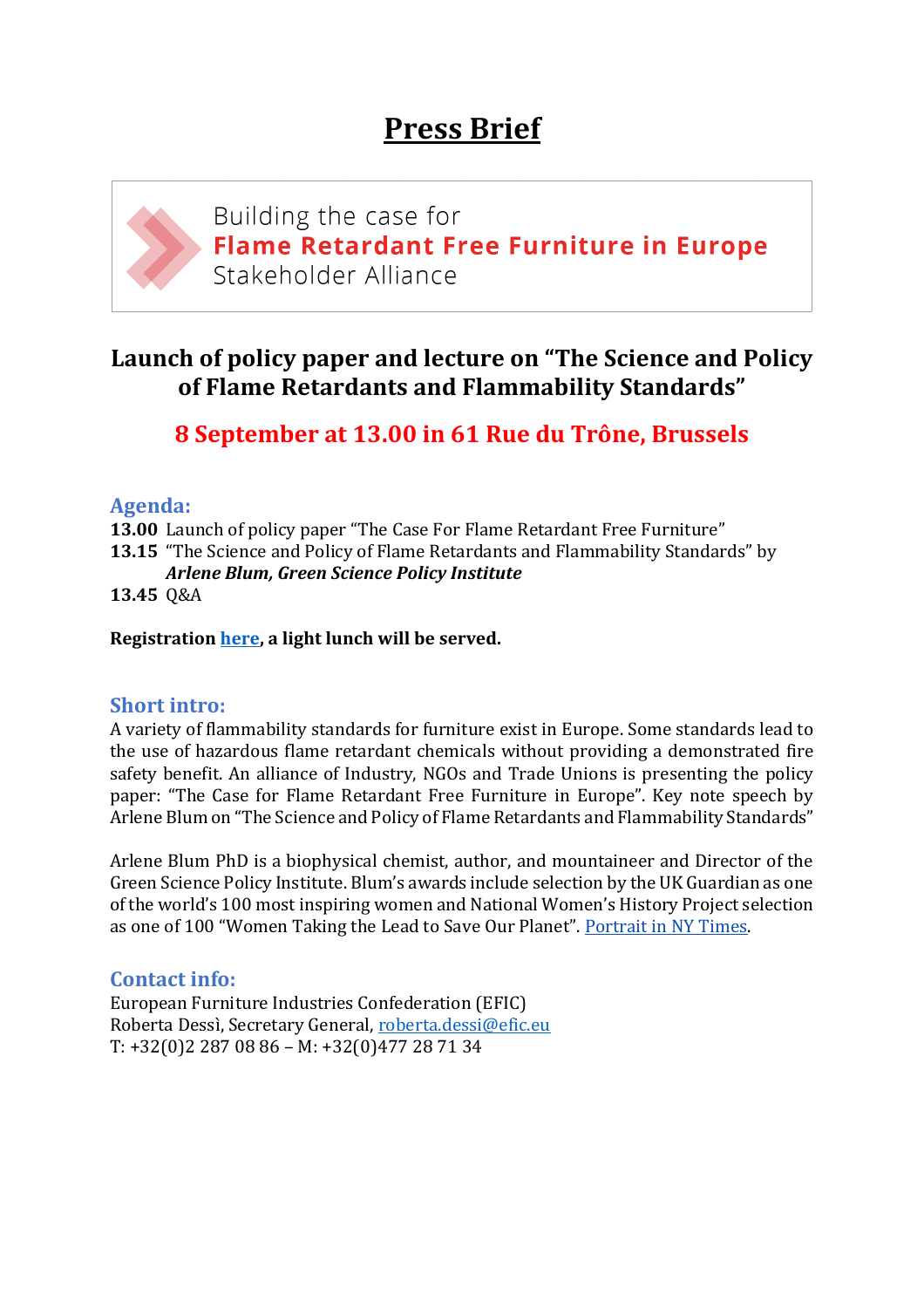# Press Brief

Building the case for
**Flame Retardant Free Furniture in Europe**
Stakeholder Alliance

## Launch of policy paper and lecture on “The Science and Policy of Flame Retardants and Flammability Standards”

## 8 September at 13.00 in 61 Rue du Trône, Brussels

### Agenda:

**13.00** Launch of policy paper “The Case For Flame Retardant Free Furniture”
**13.15** “The Science and Policy of Flame Retardants and Flammability Standards” by ***Arlene Blum, Green Science Policy Institute***
**13.45** Q&A

**Registration here, a light lunch will be served.**

### Short intro:

A variety of flammability standards for furniture exist in Europe. Some standards lead to the use of hazardous flame retardant chemicals without providing a demonstrated fire safety benefit. An alliance of Industry, NGOs and Trade Unions is presenting the policy paper: “The Case for Flame Retardant Free Furniture in Europe”. Key note speech by Arlene Blum on “The Science and Policy of Flame Retardants and Flammability Standards”

Arlene Blum PhD is a biophysical chemist, author, and mountaineer and Director of the Green Science Policy Institute. Blum’s awards include selection by the UK Guardian as one of the world’s 100 most inspiring women and National Women’s History Project selection as one of 100 “Women Taking the Lead to Save Our Planet”. Portrait in NY Times.

### Contact info:

European Furniture Industries Confederation (EFIC)
Roberta Dessì, Secretary General, roberta.dessi@efic.eu
T: +32(0)2 287 08 86 – M: +32(0)477 28 71 34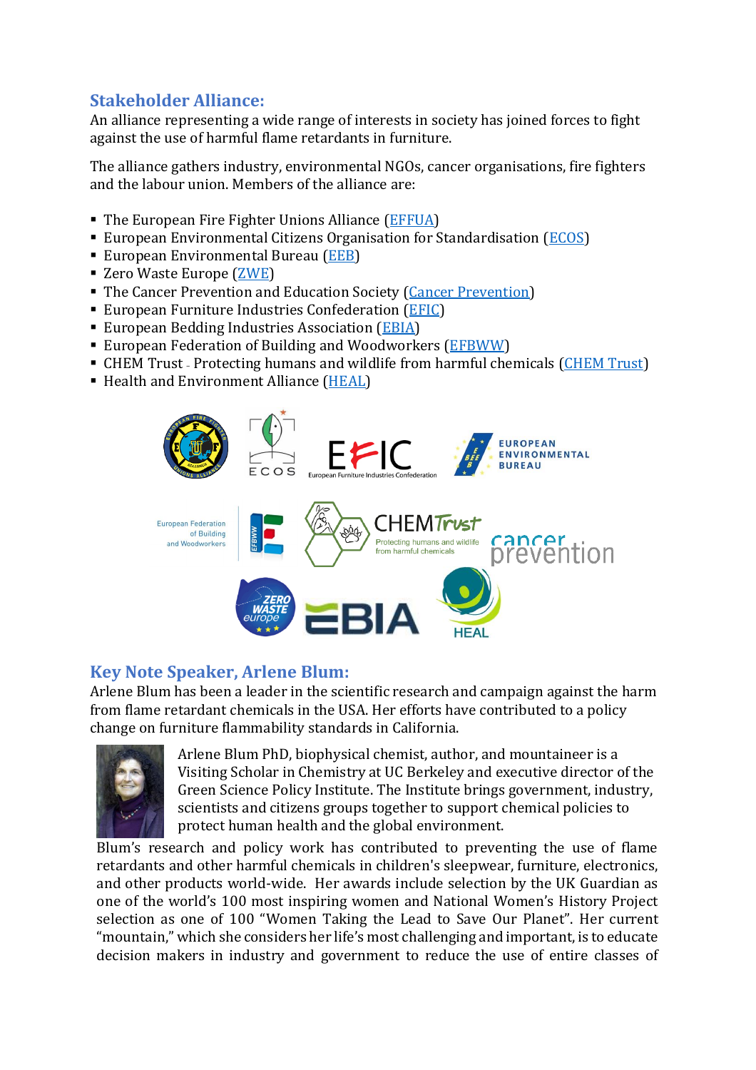## Stakeholder Alliance:

An alliance representing a wide range of interests in society has joined forces to fight against the use of harmful flame retardants in furniture.

The alliance gathers industry, environmental NGOs, cancer organisations, fire fighters and the labour union. Members of the alliance are:

- The European Fire Fighter Unions Alliance (EFFUA)
- European Environmental Citizens Organisation for Standardisation (ECOS)
- European Environmental Bureau (EEB)
- Zero Waste Europe (ZWE)
- The Cancer Prevention and Education Society (Cancer Prevention)
- European Furniture Industries Confederation (EFIC)
- European Bedding Industries Association (EBIA)
- European Federation of Building and Woodworkers (EFBWW)
- CHEM Trust - Protecting humans and wildlife from harmful chemicals (CHEM Trust)
- Health and Environment Alliance (HEAL)

## Key Note Speaker, Arlene Blum:

Arlene Blum has been a leader in the scientific research and campaign against the harm from flame retardant chemicals in the USA. Her efforts have contributed to a policy change on furniture flammability standards in California.

Arlene Blum PhD, biophysical chemist, author, and mountaineer is a Visiting Scholar in Chemistry at UC Berkeley and executive director of the Green Science Policy Institute. The Institute brings government, industry, scientists and citizens groups together to support chemical policies to protect human health and the global environment.

Blum's research and policy work has contributed to preventing the use of flame retardants and other harmful chemicals in children's sleepwear, furniture, electronics, and other products world-wide. Her awards include selection by the UK Guardian as one of the world's 100 most inspiring women and National Women's History Project selection as one of 100 "Women Taking the Lead to Save Our Planet". Her current "mountain," which she considers her life's most challenging and important, is to educate decision makers in industry and government to reduce the use of entire classes of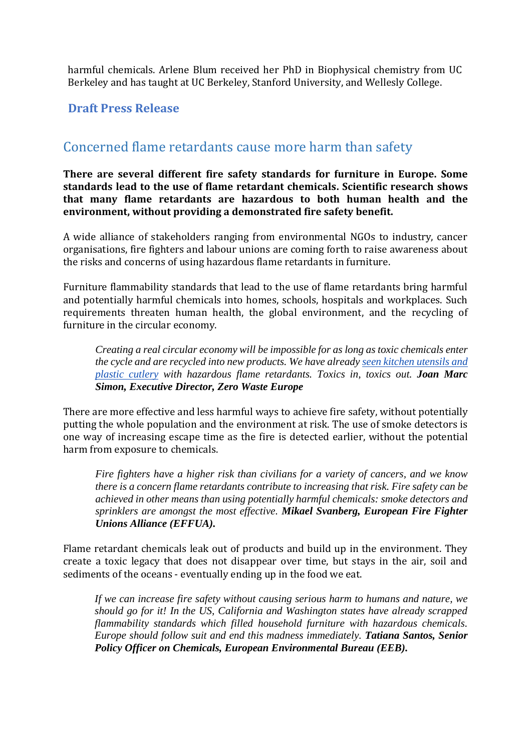harmful chemicals. Arlene Blum received her PhD in Biophysical chemistry from UC Berkeley and has taught at UC Berkeley, Stanford University, and Wellesly College.

## Draft Press Release

# Concerned flame retardants cause more harm than safety

**There are several different fire safety standards for furniture in Europe. Some standards lead to the use of flame retardant chemicals. Scientific research shows that many flame retardants are hazardous to both human health and the environment, without providing a demonstrated fire safety benefit.**

A wide alliance of stakeholders ranging from environmental NGOs to industry, cancer organisations, fire fighters and labour unions are coming forth to raise awareness about the risks and concerns of using hazardous flame retardants in furniture.

Furniture flammability standards that lead to the use of flame retardants bring harmful and potentially harmful chemicals into homes, schools, hospitals and workplaces. Such requirements threaten human health, the global environment, and the recycling of furniture in the circular economy.

> *Creating a real circular economy will be impossible for as long as toxic chemicals enter the cycle and are recycled into new products. We have already seen kitchen utensils and plastic cutlery with hazardous flame retardants. Toxics in, toxics out.* ***Joan Marc Simon, Executive Director, Zero Waste Europe***

There are more effective and less harmful ways to achieve fire safety, without potentially putting the whole population and the environment at risk. The use of smoke detectors is one way of increasing escape time as the fire is detected earlier, without the potential harm from exposure to chemicals.

> *Fire fighters have a higher risk than civilians for a variety of cancers, and we know there is a concern flame retardants contribute to increasing that risk. Fire safety can be achieved in other means than using potentially harmful chemicals: smoke detectors and sprinklers are amongst the most effective.* ***Mikael Svanberg, European Fire Fighter Unions Alliance (EFFUA).***

Flame retardant chemicals leak out of products and build up in the environment. They create a toxic legacy that does not disappear over time, but stays in the air, soil and sediments of the oceans - eventually ending up in the food we eat.

> *If we can increase fire safety without causing serious harm to humans and nature, we should go for it! In the US, California and Washington states have already scrapped flammability standards which filled household furniture with hazardous chemicals. Europe should follow suit and end this madness immediately.* ***Tatiana Santos, Senior Policy Officer on Chemicals, European Environmental Bureau (EEB).***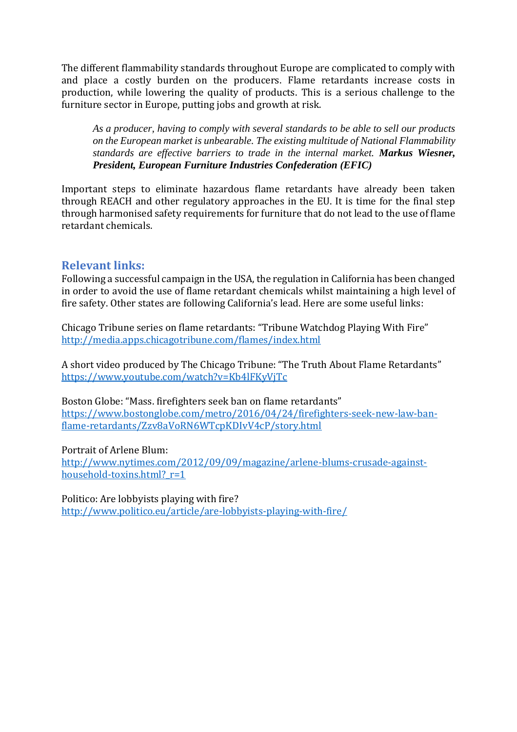The different flammability standards throughout Europe are complicated to comply with and place a costly burden on the producers. Flame retardants increase costs in production, while lowering the quality of products. This is a serious challenge to the furniture sector in Europe, putting jobs and growth at risk.

> *As a producer, having to comply with several standards to be able to sell our products on the European market is unbearable. The existing multitude of National Flammability standards are effective barriers to trade in the internal market.* ***Markus Wiesner, President, European Furniture Industries Confederation (EFIC)***

Important steps to eliminate hazardous flame retardants have already been taken through REACH and other regulatory approaches in the EU. It is time for the final step through harmonised safety requirements for furniture that do not lead to the use of flame retardant chemicals.

## Relevant links:

Following a successful campaign in the USA, the regulation in California has been changed in order to avoid the use of flame retardant chemicals whilst maintaining a high level of fire safety. Other states are following California's lead. Here are some useful links:

Chicago Tribune series on flame retardants: "Tribune Watchdog Playing With Fire"
http://media.apps.chicagotribune.com/flames/index.html

A short video produced by The Chicago Tribune: "The Truth About Flame Retardants"
https://www.youtube.com/watch?v=Kb4lFKyVjTc

Boston Globe: "Mass. firefighters seek ban on flame retardants"
https://www.bostonglobe.com/metro/2016/04/24/firefighters-seek-new-law-ban-flame-retardants/Zzv8aVoRN6WTcpKDIvV4cP/story.html

Portrait of Arlene Blum:
http://www.nytimes.com/2012/09/09/magazine/arlene-blums-crusade-against-household-toxins.html?_r=1

Politico: Are lobbyists playing with fire?
http://www.politico.eu/article/are-lobbyists-playing-with-fire/